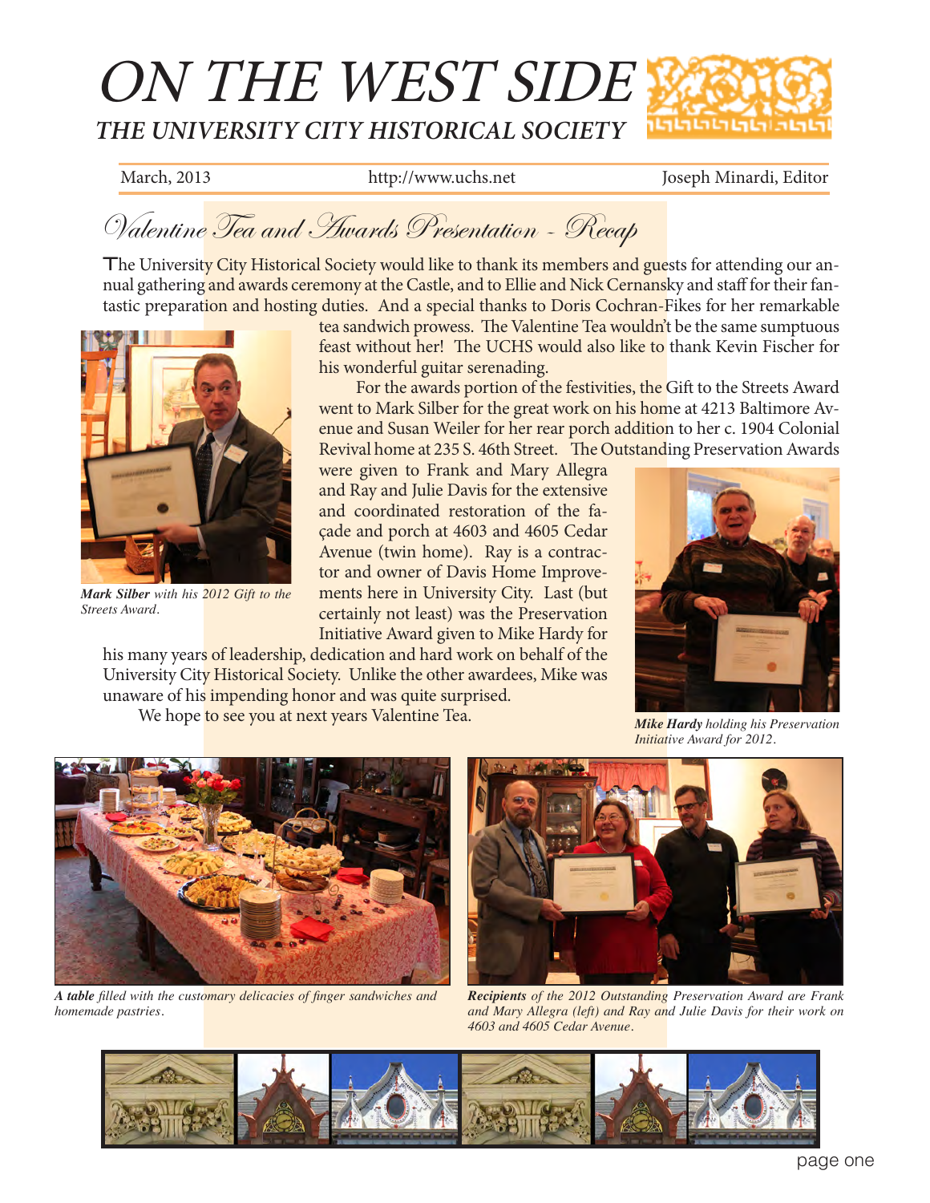# ON THE WEST SIDE

## THE UNIVERSITY CITY HISTORICAL SOCIETY

March, 2013 http://www.uchs.net Joseph Minardi, Editor

## Valentine Tea and Awards Presentation - Recap

The University City Historical Society would like to thank its members and guests for attending our annual gathering and awards ceremony at the Castle, and to Ellie and Nick Cernansky and staff for their fantastic preparation and hosting duties. And a special thanks to Doris Cochran-Fikes for her remarkable tea sandwich prowess. The Valentine Tea wouldn't be the same sumptuous feast without her! The UCHS would also like to thank Kevin Fischer for his wonderful guitar serenading.

For the awards portion of the festivities, the Gift to the Streets Award went to Mark Silber for the great work on his home at 4213 Baltimore Avenue and Susan Weiler for her rear porch addition to her c. 1904 Colonial Revival home at 235 S. 46th Street. The Outstanding Preservation Awards were given to Frank and Mary Allegra and Ray and Julie Davis for the extensive and coordinated restoration of the façade and porch at 4603 and 4605 Cedar Avenue (twin home). Ray is a contractor and owner of Davis Home Improvements here in University City. Last (but certainly not least) was the Preservation Initiative Award given to Mike Hardy for his many years of leadership, dedication and hard work on behalf of the University City Historical Society. Unlike the other awardees, Mike was unaware of his impending honor and was quite surprised.

We hope to see you at next years Valentine Tea.

***Mark Silber*** *with his 2012 Gift to the Streets Award.*

***Mike Hardy*** *holding his Preservation Initiative Award for 2012.*

***A table*** *filled with the customary delicacies of finger sandwiches and homemade pastries.*

***Recipients*** *of the 2012 Outstanding Preservation Award are Frank and Mary Allegra (left) and Ray and Julie Davis for their work on 4603 and 4605 Cedar Avenue.*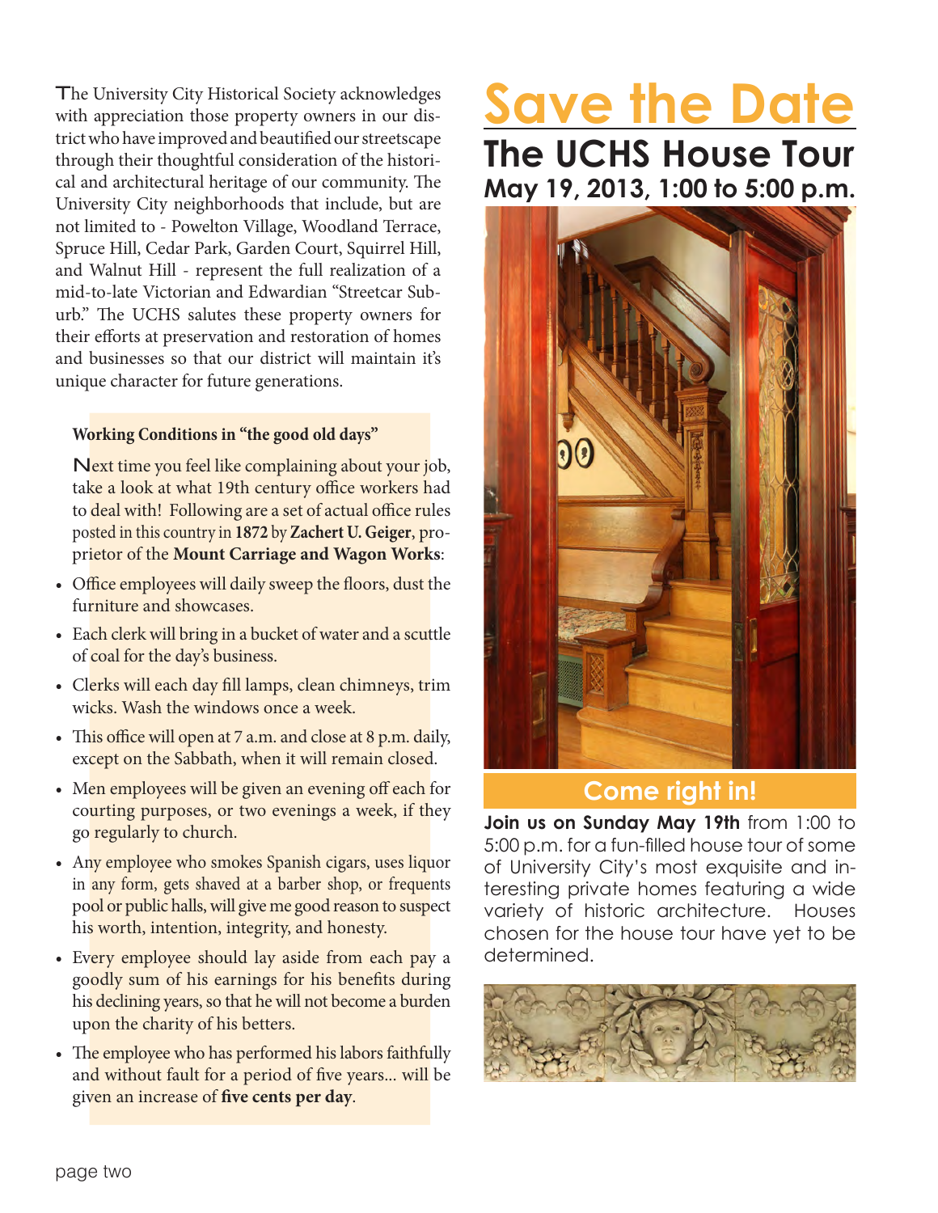The University City Historical Society acknowledges with appreciation those property owners in our district who have improved and beautified our streetscape through their thoughtful consideration of the historical and architectural heritage of our community. The University City neighborhoods that include, but are not limited to - Powelton Village, Woodland Terrace, Spruce Hill, Cedar Park, Garden Court, Squirrel Hill, and Walnut Hill - represent the full realization of a mid-to-late Victorian and Edwardian "Streetcar Suburb." The UCHS salutes these property owners for their efforts at preservation and restoration of homes and businesses so that our district will maintain it's unique character for future generations.

### Working Conditions in "the good old days"

Next time you feel like complaining about your job, take a look at what 19th century office workers had to deal with! Following are a set of actual office rules posted in this country in **1872** by **Zachert U. Geiger**, proprietor of the **Mount Carriage and Wagon Works**:

- Office employees will daily sweep the floors, dust the furniture and showcases.
- Each clerk will bring in a bucket of water and a scuttle of coal for the day's business.
- Clerks will each day fill lamps, clean chimneys, trim wicks. Wash the windows once a week.
- This office will open at 7 a.m. and close at 8 p.m. daily, except on the Sabbath, when it will remain closed.
- Men employees will be given an evening off each for courting purposes, or two evenings a week, if they go regularly to church.
- Any employee who smokes Spanish cigars, uses liquor in any form, gets shaved at a barber shop, or frequents pool or public halls, will give me good reason to suspect his worth, intention, integrity, and honesty.
- Every employee should lay aside from each pay a goodly sum of his earnings for his benefits during his declining years, so that he will not become a burden upon the charity of his betters.
- The employee who has performed his labors faithfully and without fault for a period of five years... will be given an increase of **five cents per day**.

# Save the Date

## The UCHS House Tour

### May 19, 2013, 1:00 to 5:00 p.m.

### Come right in!

**Join us on Sunday May 19th** from 1:00 to 5:00 p.m. for a fun-filled house tour of some of University City's most exquisite and interesting private homes featuring a wide variety of historic architecture. Houses chosen for the house tour have yet to be determined.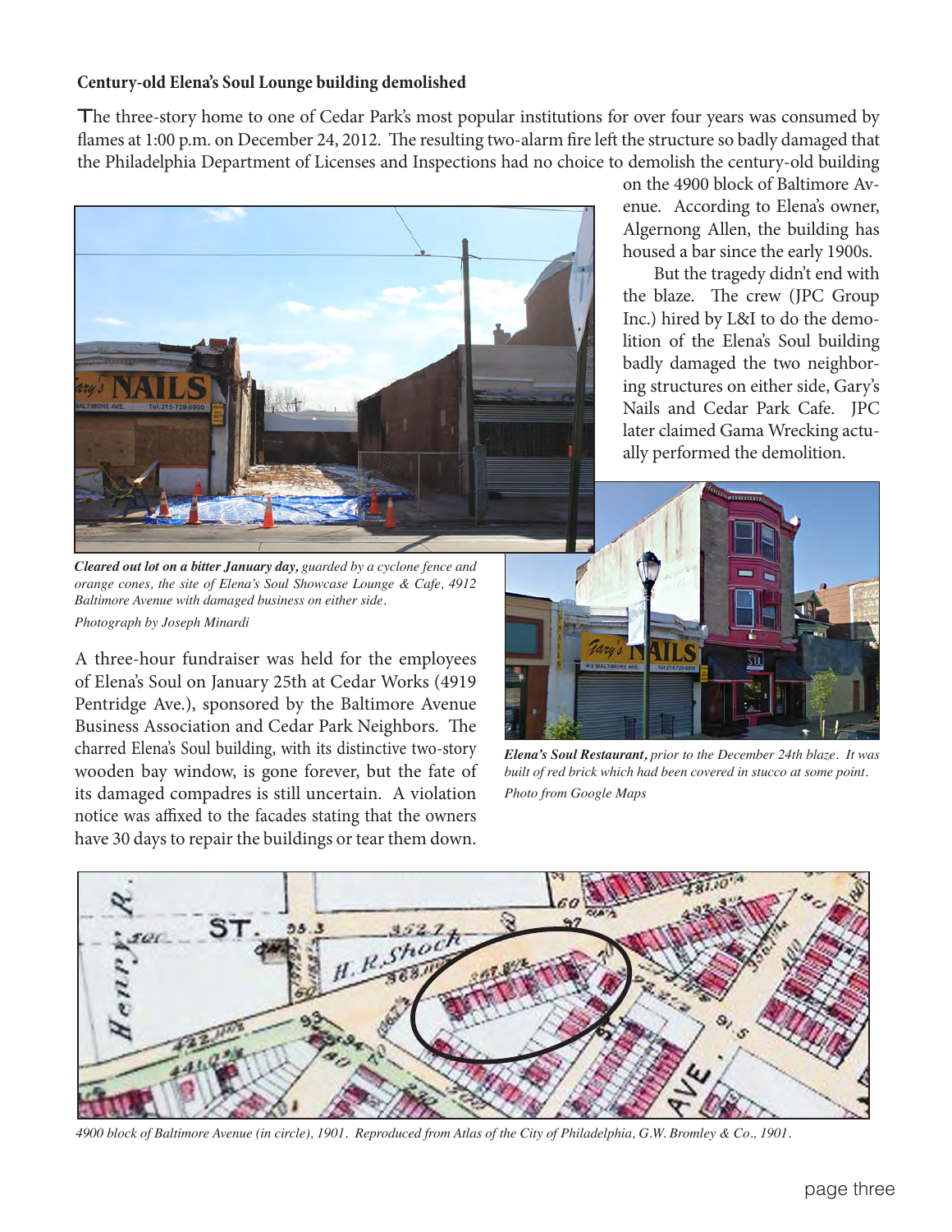### Century-old Elena's Soul Lounge building demolished

The three-story home to one of Cedar Park's most popular institutions for over four years was consumed by flames at 1:00 p.m. on December 24, 2012. The resulting two-alarm fire left the structure so badly damaged that the Philadelphia Department of Licenses and Inspections had no choice to demolish the century-old building on the 4900 block of Baltimore Avenue. According to Elena's owner, Algernong Allen, the building has housed a bar since the early 1900s.

But the tragedy didn't end with the blaze. The crew (JPC Group Inc.) hired by L&I to do the demolition of the Elena's Soul building badly damaged the two neighboring structures on either side, Gary's Nails and Cedar Park Cafe. JPC later claimed Gama Wrecking actually performed the demolition.

***Cleared out lot on a bitter January day,*** *guarded by a cyclone fence and orange cones, the site of Elena's Soul Showcase Lounge & Cafe, 4912 Baltimore Avenue with damaged business on either side.*

*Photograph by Joseph Minardi*

A three-hour fundraiser was held for the employees of Elena's Soul on January 25th at Cedar Works (4919 Pentridge Ave.), sponsored by the Baltimore Avenue Business Association and Cedar Park Neighbors. The charred Elena's Soul building, with its distinctive two-story wooden bay window, is gone forever, but the fate of its damaged compadres is still uncertain. A violation notice was affixed to the facades stating that the owners have 30 days to repair the buildings or tear them down.

***Elena's Soul Restaurant,*** *prior to the December 24th blaze. It was built of red brick which had been covered in stucco at some point.*

*Photo from Google Maps*

*4900 block of Baltimore Avenue (in circle), 1901. Reproduced from Atlas of the City of Philadelphia, G.W. Bromley & Co., 1901.*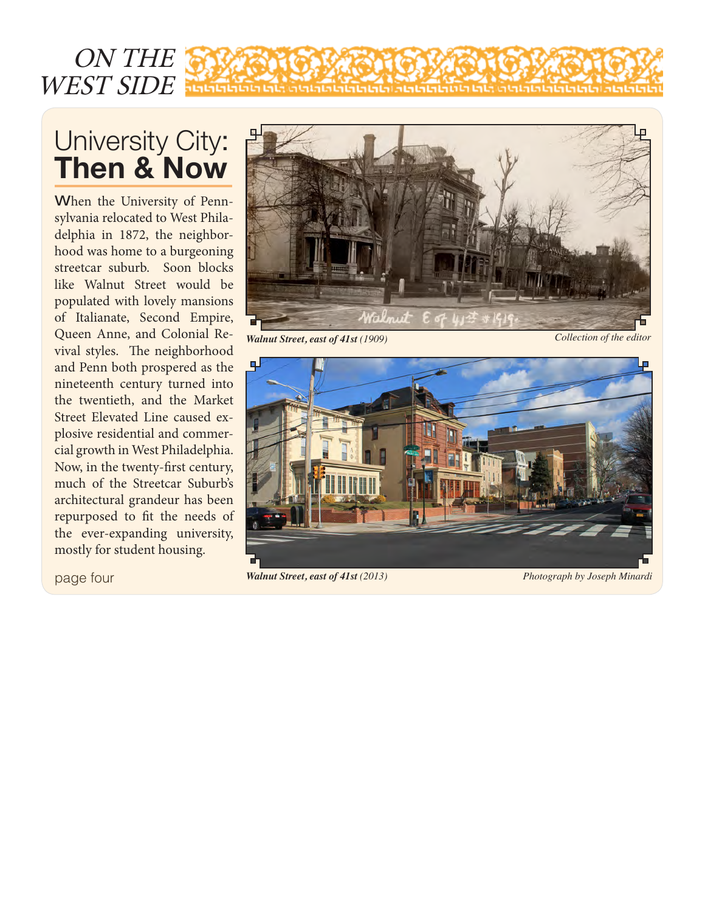# University City: **Then & Now**

When the University of Pennsylvania relocated to West Philadelphia in 1872, the neighborhood was home to a burgeoning streetcar suburb. Soon blocks like Walnut Street would be populated with lovely mansions of Italianate, Second Empire, Queen Anne, and Colonial Revival styles. The neighborhood and Penn both prospered as the nineteenth century turned into the twentieth, and the Market Street Elevated Line caused explosive residential and commercial growth in West Philadelphia. Now, in the twenty-first century, much of the Streetcar Suburb's architectural grandeur has been repurposed to fit the needs of the ever-expanding university, mostly for student housing.

***Walnut Street, east of 41st*** *(1909)* — *Collection of the editor*

***Walnut Street, east of 41st*** *(2013)* — *Photograph by Joseph Minardi*